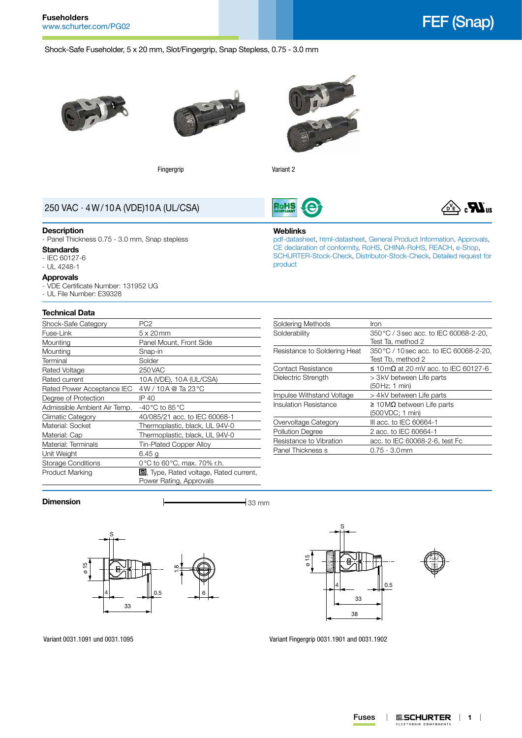# FEF (Snap)

Fuseholders
www.schurter.com/PG02

Shock-Safe Fuseholder, 5 x 20 mm, Slot/Fingergrip, Snap Stepless, 0.75 - 3.0 mm

Fingergrip

Variant 2

## 250 VAC · 4 W / 10 A (VDE)10 A (UL/CSA)

### Description
- Panel Thickness 0.75 - 3.0 mm, Snap stepless

### Standards
- IEC 60127-6
- UL 4248-1

### Approvals
- VDE Certificate Number: 131952 UG
- UL File Number: E39328

### Weblinks
pdf-datasheet, html-datasheet, General Product Information, Approvals, CE declaration of conformity, RoHS, CHINA-RoHS, REACH, e-Shop, SCHURTER-Stock-Check, Distributor-Stock-Check, Detailed request for product

### Technical Data

| | |
|---|---|
| Shock-Safe Category | PC2 |
| Fuse-Link | 5 x 20 mm |
| Mounting | Panel Mount, Front Side |
| Mounting | Snap-in |
| Terminal | Solder |
| Rated Voltage | 250 VAC |
| Rated current | 10 A (VDE), 10 A (UL/CSA) |
| Rated Power Acceptance IEC | 4 W / 10 A @ Ta 23 °C |
| Degree of Protection | IP 40 |
| Admissible Ambient Air Temp. | -40 °C to 85 °C |
| Climatic Category | 40/085/21 acc. to IEC 60068-1 |
| Material: Socket | Thermoplastic, black, UL 94V-0 |
| Material: Cap | Thermoplastic, black, UL 94V-0 |
| Material: Terminals | Tin-Plated Copper Alloy |
| Unit Weight | 6.45 g |
| Storage Conditions | 0 °C to 60 °C, max. 70% r.h. |
| Product Marking | Logo, Type, Rated voltage, Rated current, Power Rating, Approvals |

| | |
|---|---|
| Soldering Methods | Iron |
| Solderability | 350 °C / 3 sec acc. to IEC 60068-2-20, Test Ta, method 2 |
| Resistance to Soldering Heat | 350 °C / 10 sec acc. to IEC 60068-2-20, Test Tb, method 2 |
| Contact Resistance | ≤ 10 mΩ at 20 mV acc. to IEC 60127-6 |
| Dielectric Strength | > 3 kV between Life parts (50 Hz; 1 min) |
| Impulse Withstand Voltage | > 4 kV between Life parts |
| Insulation Resistance | ≥ 10 MΩ between Life parts (500 VDC; 1 min) |
| Overvoltage Category | III acc. to IEC 60664-1 |
| Pollution Degree | 2 acc. to IEC 60664-1 |
| Resistance to Vibration | acc. to IEC 60068-2-6, test Fc |
| Panel Thickness s | 0.75 - 3.0 mm |

### Dimension

33 mm

Variant 0031.1091 und 0031.1095

Variant Fingergrip 0031.1901 and 0031.1902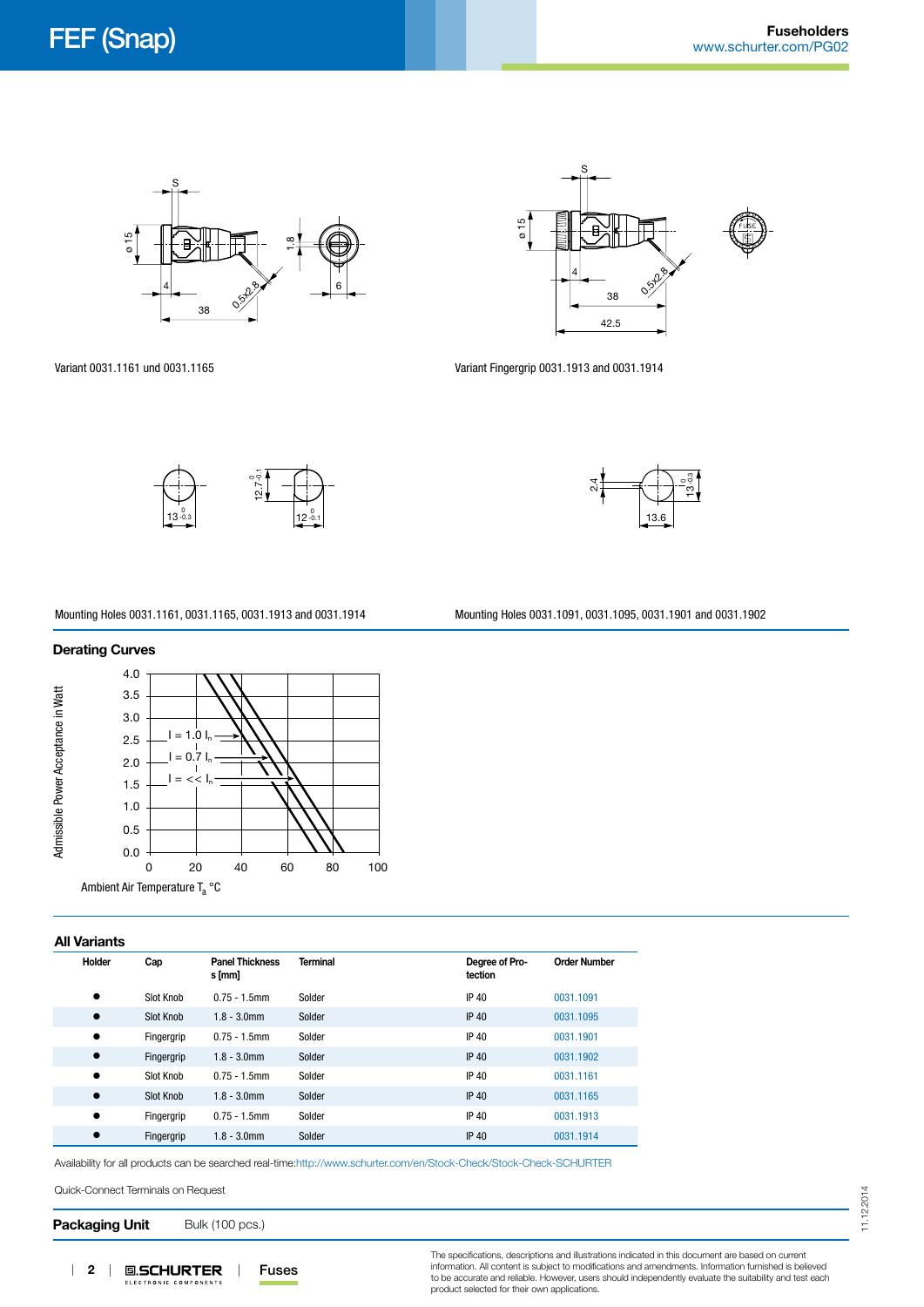S

ø 15

1.8

4

6

38

0.5x2.8

Variant 0031.1161 und 0031.1165

S

ø 15

4

38

42.5

0.5x2.8

Variant Fingergrip 0031.1913 and 0031.1914

13 0 -0.3

12.7 0 -0.1

12 0 -0.1

Mounting Holes 0031.1161, 0031.1165, 0031.1913 and 0031.1914

2.4

13 0 -0.3

13.6

Mounting Holes 0031.1091, 0031.1095, 0031.1901 and 0031.1902

## Derating Curves

Admissible Power Acceptance in Watt

4.0
3.5
3.0
2.5
2.0
1.5
1.0
0.5
0.0

0 20 40 60 80 100

I = 1.0 $I_n$

I = 0.7 $I_n$

I = << $I_n$

Ambient Air Temperature $T_a$ °C

## All Variants

| Holder | Cap | Panel Thickness s [mm] | Terminal | Degree of Protection | Order Number |
|---|---|---|---|---|---|
| ● | Slot Knob | 0.75 - 1.5mm | Solder | IP 40 | 0031.1091 |
| ● | Slot Knob | 1.8 - 3.0mm | Solder | IP 40 | 0031.1095 |
| ● | Fingergrip | 0.75 - 1.5mm | Solder | IP 40 | 0031.1901 |
| ● | Fingergrip | 1.8 - 3.0mm | Solder | IP 40 | 0031.1902 |
| ● | Slot Knob | 0.75 - 1.5mm | Solder | IP 40 | 0031.1161 |
| ● | Slot Knob | 1.8 - 3.0mm | Solder | IP 40 | 0031.1165 |
| ● | Fingergrip | 0.75 - 1.5mm | Solder | IP 40 | 0031.1913 |
| ● | Fingergrip | 1.8 - 3.0mm | Solder | IP 40 | 0031.1914 |

Availability for all products can be searched real-time:http://www.schurter.com/en/Stock-Check/Stock-Check-SCHURTER

Quick-Connect Terminals on Request

**Packaging Unit** Bulk (100 pcs.)

The specifications, descriptions and illustrations indicated in this document are based on current information. All content is subject to modifications and amendments. Information furnished is believed to be accurate and reliable. However, users should independently evaluate the suitability and test each product selected for their own applications.